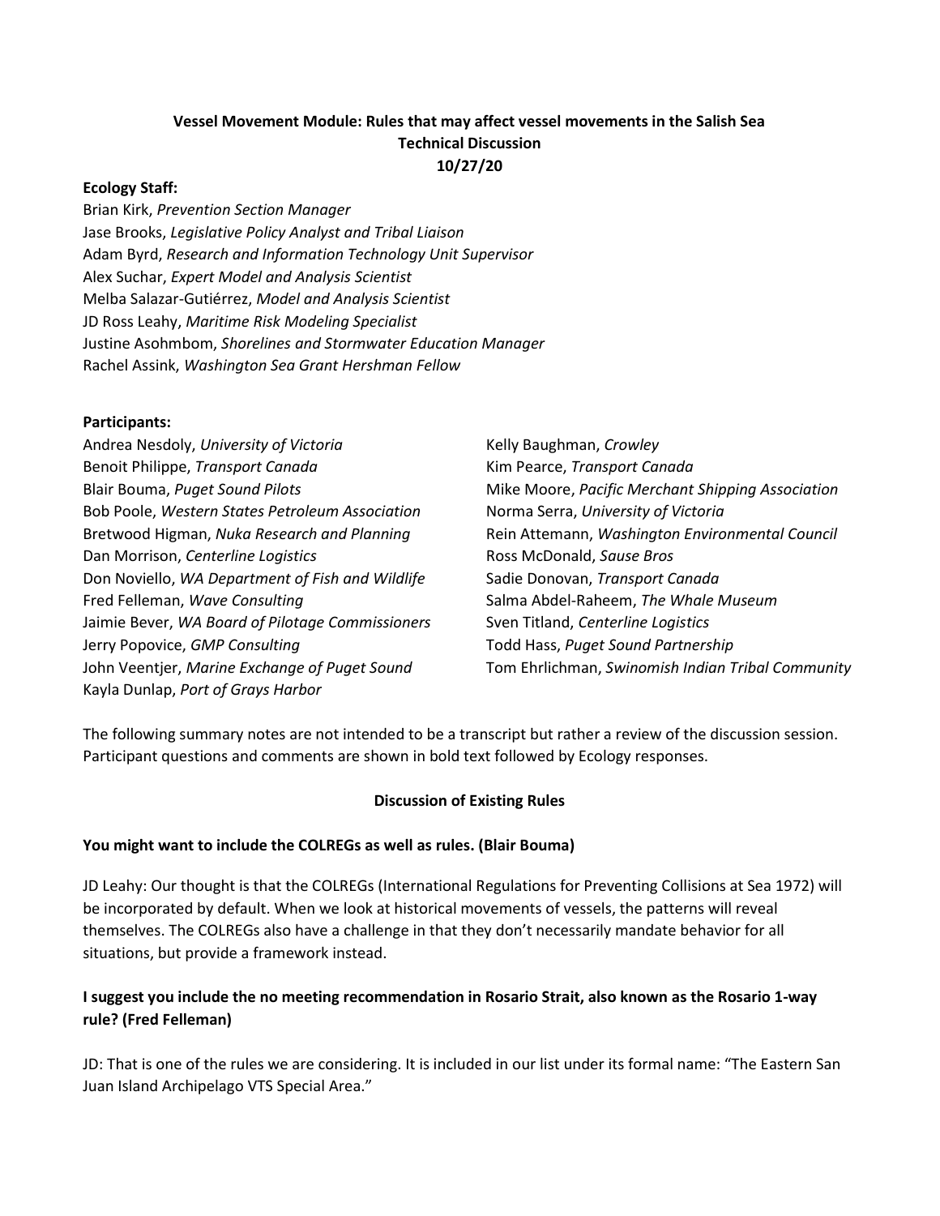**Vessel Movement Module: Rules that may affect vessel movements in the Salish Sea**
**Technical Discussion**
**10/27/20**

**Ecology Staff:**

Brian Kirk, *Prevention Section Manager*
Jase Brooks, *Legislative Policy Analyst and Tribal Liaison*
Adam Byrd, *Research and Information Technology Unit Supervisor*
Alex Suchar, *Expert Model and Analysis Scientist*
Melba Salazar-Gutiérrez, *Model and Analysis Scientist*
JD Ross Leahy, *Maritime Risk Modeling Specialist*
Justine Asohmbom, *Shorelines and Stormwater Education Manager*
Rachel Assink, *Washington Sea Grant Hershman Fellow*

**Participants:**

Andrea Nesdoly, *University of Victoria*
Benoit Philippe, *Transport Canada*
Blair Bouma, *Puget Sound Pilots*
Bob Poole, *Western States Petroleum Association*
Bretwood Higman, *Nuka Research and Planning*
Dan Morrison, *Centerline Logistics*
Don Noviello, *WA Department of Fish and Wildlife*
Fred Felleman, *Wave Consulting*
Jaimie Bever, *WA Board of Pilotage Commissioners*
Jerry Popovice, *GMP Consulting*
John Veentjer, *Marine Exchange of Puget Sound*
Kayla Dunlap, *Port of Grays Harbor*
Kelly Baughman, *Crowley*
Kim Pearce, *Transport Canada*
Mike Moore, *Pacific Merchant Shipping Association*
Norma Serra, *University of Victoria*
Rein Attemann, *Washington Environmental Council*
Ross McDonald, *Sause Bros*
Sadie Donovan, *Transport Canada*
Salma Abdel-Raheem, *The Whale Museum*
Sven Titland, *Centerline Logistics*
Todd Hass, *Puget Sound Partnership*
Tom Ehrlichman, *Swinomish Indian Tribal Community*

The following summary notes are not intended to be a transcript but rather a review of the discussion session. Participant questions and comments are shown in bold text followed by Ecology responses.

## Discussion of Existing Rules

**You might want to include the COLREGs as well as rules. (Blair Bouma)**

JD Leahy: Our thought is that the COLREGs (International Regulations for Preventing Collisions at Sea 1972) will be incorporated by default. When we look at historical movements of vessels, the patterns will reveal themselves. The COLREGs also have a challenge in that they don't necessarily mandate behavior for all situations, but provide a framework instead.

**I suggest you include the no meeting recommendation in Rosario Strait, also known as the Rosario 1-way rule? (Fred Felleman)**

JD: That is one of the rules we are considering. It is included in our list under its formal name: "The Eastern San Juan Island Archipelago VTS Special Area."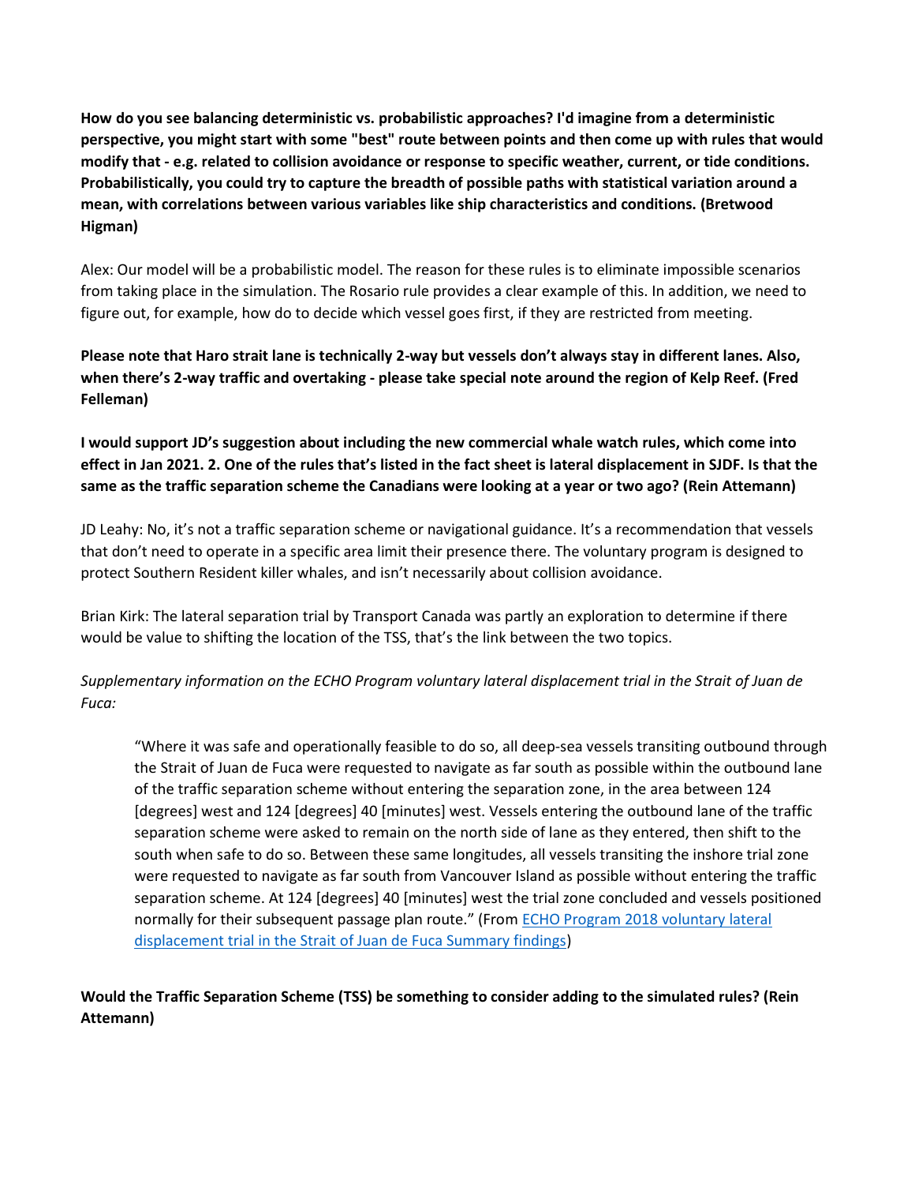**How do you see balancing deterministic vs. probabilistic approaches? I'd imagine from a deterministic perspective, you might start with some "best" route between points and then come up with rules that would modify that - e.g. related to collision avoidance or response to specific weather, current, or tide conditions. Probabilistically, you could try to capture the breadth of possible paths with statistical variation around a mean, with correlations between various variables like ship characteristics and conditions. (Bretwood Higman)**

Alex: Our model will be a probabilistic model. The reason for these rules is to eliminate impossible scenarios from taking place in the simulation. The Rosario rule provides a clear example of this. In addition, we need to figure out, for example, how do to decide which vessel goes first, if they are restricted from meeting.

**Please note that Haro strait lane is technically 2-way but vessels don't always stay in different lanes. Also, when there's 2-way traffic and overtaking - please take special note around the region of Kelp Reef. (Fred Felleman)**

**I would support JD's suggestion about including the new commercial whale watch rules, which come into effect in Jan 2021. 2. One of the rules that's listed in the fact sheet is lateral displacement in SJDF. Is that the same as the traffic separation scheme the Canadians were looking at a year or two ago? (Rein Attemann)**

JD Leahy: No, it's not a traffic separation scheme or navigational guidance. It's a recommendation that vessels that don't need to operate in a specific area limit their presence there. The voluntary program is designed to protect Southern Resident killer whales, and isn't necessarily about collision avoidance.

Brian Kirk: The lateral separation trial by Transport Canada was partly an exploration to determine if there would be value to shifting the location of the TSS, that's the link between the two topics.

*Supplementary information on the ECHO Program voluntary lateral displacement trial in the Strait of Juan de Fuca:*

> "Where it was safe and operationally feasible to do so, all deep-sea vessels transiting outbound through the Strait of Juan de Fuca were requested to navigate as far south as possible within the outbound lane of the traffic separation scheme without entering the separation zone, in the area between 124 [degrees] west and 124 [degrees] 40 [minutes] west. Vessels entering the outbound lane of the traffic separation scheme were asked to remain on the north side of lane as they entered, then shift to the south when safe to do so. Between these same longitudes, all vessels transiting the inshore trial zone were requested to navigate as far south from Vancouver Island as possible without entering the traffic separation scheme. At 124 [degrees] 40 [minutes] west the trial zone concluded and vessels positioned normally for their subsequent passage plan route." (From ECHO Program 2018 voluntary lateral displacement trial in the Strait of Juan de Fuca Summary findings)

**Would the Traffic Separation Scheme (TSS) be something to consider adding to the simulated rules? (Rein Attemann)**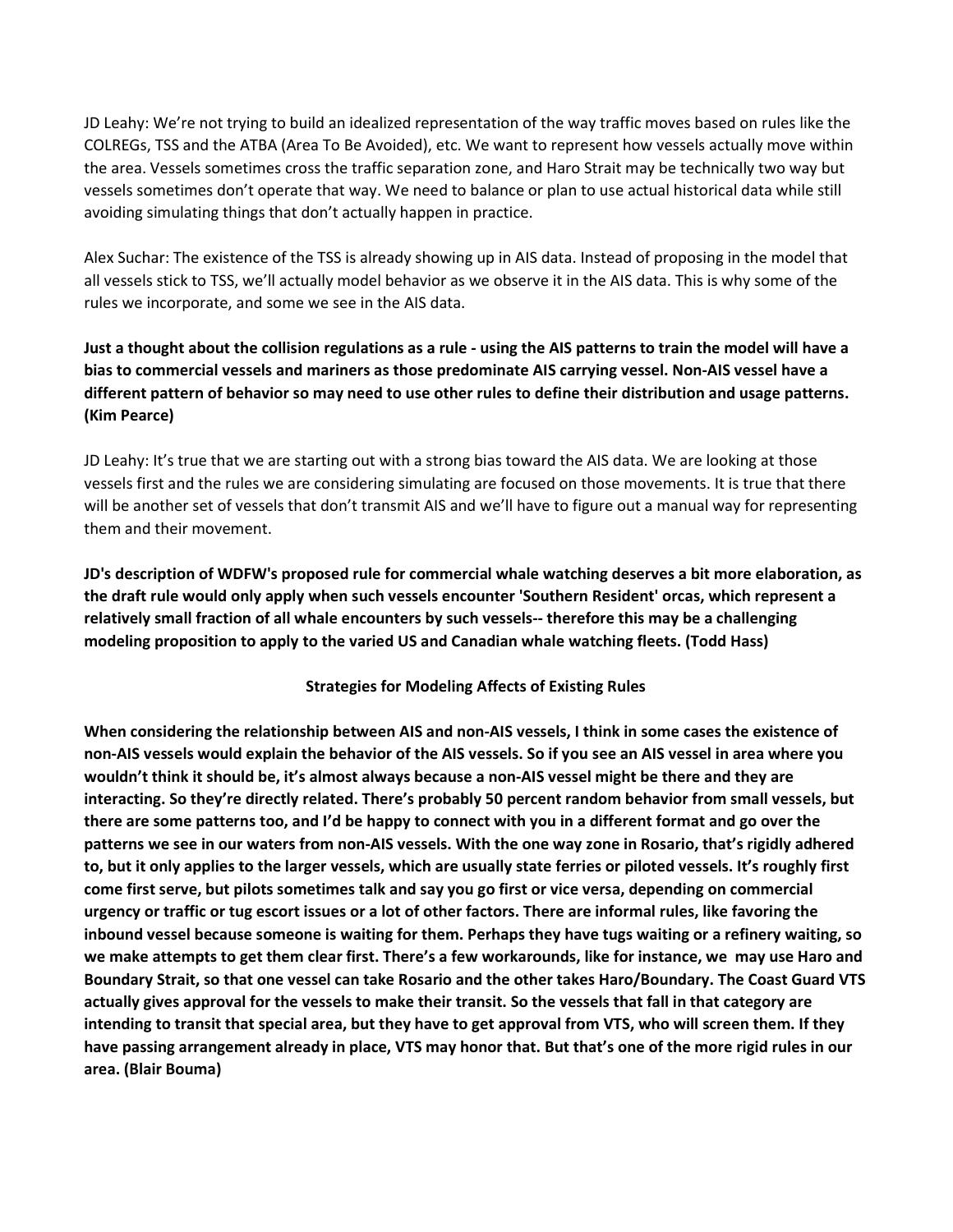JD Leahy: We're not trying to build an idealized representation of the way traffic moves based on rules like the COLREGs, TSS and the ATBA (Area To Be Avoided), etc. We want to represent how vessels actually move within the area. Vessels sometimes cross the traffic separation zone, and Haro Strait may be technically two way but vessels sometimes don't operate that way. We need to balance or plan to use actual historical data while still avoiding simulating things that don't actually happen in practice.

Alex Suchar: The existence of the TSS is already showing up in AIS data. Instead of proposing in the model that all vessels stick to TSS, we'll actually model behavior as we observe it in the AIS data. This is why some of the rules we incorporate, and some we see in the AIS data.

**Just a thought about the collision regulations as a rule - using the AIS patterns to train the model will have a bias to commercial vessels and mariners as those predominate AIS carrying vessel. Non-AIS vessel have a different pattern of behavior so may need to use other rules to define their distribution and usage patterns. (Kim Pearce)**

JD Leahy: It's true that we are starting out with a strong bias toward the AIS data. We are looking at those vessels first and the rules we are considering simulating are focused on those movements. It is true that there will be another set of vessels that don't transmit AIS and we'll have to figure out a manual way for representing them and their movement.

**JD's description of WDFW's proposed rule for commercial whale watching deserves a bit more elaboration, as the draft rule would only apply when such vessels encounter 'Southern Resident' orcas, which represent a relatively small fraction of all whale encounters by such vessels-- therefore this may be a challenging modeling proposition to apply to the varied US and Canadian whale watching fleets. (Todd Hass)**

**Strategies for Modeling Affects of Existing Rules**

**When considering the relationship between AIS and non-AIS vessels, I think in some cases the existence of non-AIS vessels would explain the behavior of the AIS vessels. So if you see an AIS vessel in area where you wouldn't think it should be, it's almost always because a non-AIS vessel might be there and they are interacting. So they're directly related. There's probably 50 percent random behavior from small vessels, but there are some patterns too, and I'd be happy to connect with you in a different format and go over the patterns we see in our waters from non-AIS vessels. With the one way zone in Rosario, that's rigidly adhered to, but it only applies to the larger vessels, which are usually state ferries or piloted vessels. It's roughly first come first serve, but pilots sometimes talk and say you go first or vice versa, depending on commercial urgency or traffic or tug escort issues or a lot of other factors. There are informal rules, like favoring the inbound vessel because someone is waiting for them. Perhaps they have tugs waiting or a refinery waiting, so we make attempts to get them clear first. There's a few workarounds, like for instance, we may use Haro and Boundary Strait, so that one vessel can take Rosario and the other takes Haro/Boundary. The Coast Guard VTS actually gives approval for the vessels to make their transit. So the vessels that fall in that category are intending to transit that special area, but they have to get approval from VTS, who will screen them. If they have passing arrangement already in place, VTS may honor that. But that's one of the more rigid rules in our area. (Blair Bouma)**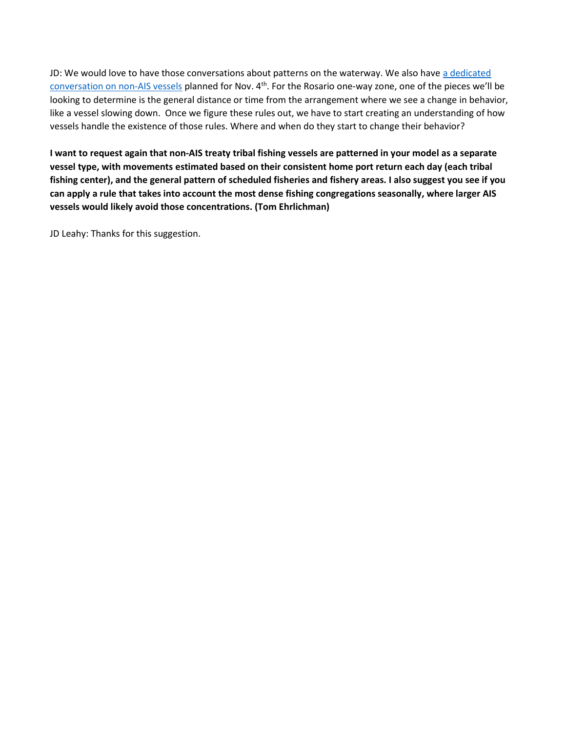JD: We would love to have those conversations about patterns on the waterway. We also have a dedicated conversation on non-AIS vessels planned for Nov. 4th. For the Rosario one-way zone, one of the pieces we'll be looking to determine is the general distance or time from the arrangement where we see a change in behavior, like a vessel slowing down. Once we figure these rules out, we have to start creating an understanding of how vessels handle the existence of those rules. Where and when do they start to change their behavior?

**I want to request again that non-AIS treaty tribal fishing vessels are patterned in your model as a separate vessel type, with movements estimated based on their consistent home port return each day (each tribal fishing center), and the general pattern of scheduled fisheries and fishery areas. I also suggest you see if you can apply a rule that takes into account the most dense fishing congregations seasonally, where larger AIS vessels would likely avoid those concentrations. (Tom Ehrlichman)**

JD Leahy: Thanks for this suggestion.